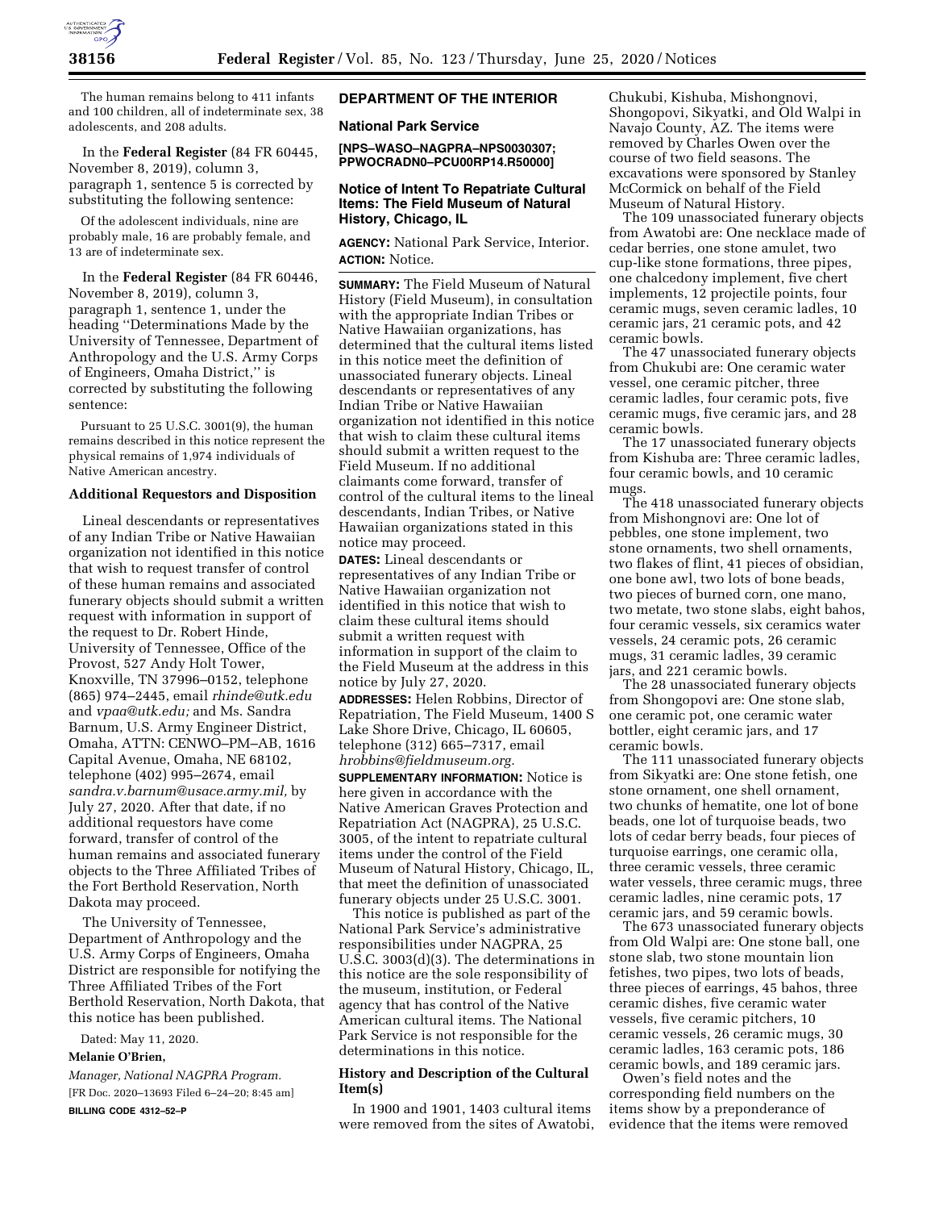The human remains belong to 411 infants and 100 children, all of indeterminate sex, 38 adolescents, and 208 adults.

In the **Federal Register** (84 FR 60445, November 8, 2019), column 3, paragraph 1, sentence 5 is corrected by substituting the following sentence:

Of the adolescent individuals, nine are probably male, 16 are probably female, and 13 are of indeterminate sex.

In the **Federal Register** (84 FR 60446, November 8, 2019), column 3, paragraph 1, sentence 1, under the heading ''Determinations Made by the University of Tennessee, Department of Anthropology and the U.S. Army Corps of Engineers, Omaha District,'' is corrected by substituting the following sentence:

Pursuant to 25 U.S.C. 3001(9), the human remains described in this notice represent the physical remains of 1,974 individuals of Native American ancestry.

## Additional Requestors and Disposition

Lineal descendants or representatives of any Indian Tribe or Native Hawaiian organization not identified in this notice that wish to request transfer of control of these human remains and associated funerary objects should submit a written request with information in support of the request to Dr. Robert Hinde, University of Tennessee, Office of the Provost, 527 Andy Holt Tower, Knoxville, TN 37996–0152, telephone (865) 974–2445, email *rhinde@utk.edu* and *vpaa@utk.edu;* and Ms. Sandra Barnum, U.S. Army Engineer District, Omaha, ATTN: CENWO–PM–AB, 1616 Capital Avenue, Omaha, NE 68102, telephone (402) 995–2674, email *sandra.v.barnum@usace.army.mil,* by July 27, 2020. After that date, if no additional requestors have come forward, transfer of control of the human remains and associated funerary objects to the Three Affiliated Tribes of the Fort Berthold Reservation, North Dakota may proceed.

The University of Tennessee, Department of Anthropology and the U.S. Army Corps of Engineers, Omaha District are responsible for notifying the Three Affiliated Tribes of the Fort Berthold Reservation, North Dakota, that this notice has been published.

Dated: May 11, 2020.

**Melanie O'Brien,**

*Manager, National NAGPRA Program.*

[FR Doc. 2020–13693 Filed 6–24–20; 8:45 am]

**BILLING CODE 4312–52–P**

# DEPARTMENT OF THE INTERIOR

## National Park Service

**[NPS–WASO–NAGPRA–NPS0030307; PPWOCRADN0–PCU00RP14.R50000]**

## Notice of Intent To Repatriate Cultural Items: The Field Museum of Natural History, Chicago, IL

**AGENCY:** National Park Service, Interior.

**ACTION:** Notice.

**SUMMARY:** The Field Museum of Natural History (Field Museum), in consultation with the appropriate Indian Tribes or Native Hawaiian organizations, has determined that the cultural items listed in this notice meet the definition of unassociated funerary objects. Lineal descendants or representatives of any Indian Tribe or Native Hawaiian organization not identified in this notice that wish to claim these cultural items should submit a written request to the Field Museum. If no additional claimants come forward, transfer of control of the cultural items to the lineal descendants, Indian Tribes, or Native Hawaiian organizations stated in this notice may proceed.

**DATES:** Lineal descendants or representatives of any Indian Tribe or Native Hawaiian organization not identified in this notice that wish to claim these cultural items should submit a written request with information in support of the claim to the Field Museum at the address in this notice by July 27, 2020.

**ADDRESSES:** Helen Robbins, Director of Repatriation, The Field Museum, 1400 S Lake Shore Drive, Chicago, IL 60605, telephone (312) 665–7317, email *hrobbins@fieldmuseum.org.*

**SUPPLEMENTARY INFORMATION:** Notice is here given in accordance with the Native American Graves Protection and Repatriation Act (NAGPRA), 25 U.S.C. 3005, of the intent to repatriate cultural items under the control of the Field Museum of Natural History, Chicago, IL, that meet the definition of unassociated funerary objects under 25 U.S.C. 3001.

This notice is published as part of the National Park Service's administrative responsibilities under NAGPRA, 25 U.S.C. 3003(d)(3). The determinations in this notice are the sole responsibility of the museum, institution, or Federal agency that has control of the Native American cultural items. The National Park Service is not responsible for the determinations in this notice.

## History and Description of the Cultural Item(s)

In 1900 and 1901, 1403 cultural items were removed from the sites of Awatobi, Chukubi, Kishuba, Mishongnovi, Shongopovi, Sikyatki, and Old Walpi in Navajo County, AZ. The items were removed by Charles Owen over the course of two field seasons. The excavations were sponsored by Stanley McCormick on behalf of the Field Museum of Natural History.

The 109 unassociated funerary objects from Awatobi are: One necklace made of cedar berries, one stone amulet, two cup-like stone formations, three pipes, one chalcedony implement, five chert implements, 12 projectile points, four ceramic mugs, seven ceramic ladles, 10 ceramic jars, 21 ceramic pots, and 42 ceramic bowls.

The 47 unassociated funerary objects from Chukubi are: One ceramic water vessel, one ceramic pitcher, three ceramic ladles, four ceramic pots, five ceramic mugs, five ceramic jars, and 28 ceramic bowls.

The 17 unassociated funerary objects from Kishuba are: Three ceramic ladles, four ceramic bowls, and 10 ceramic mugs.

The 418 unassociated funerary objects from Mishongnovi are: One lot of pebbles, one stone implement, two stone ornaments, two shell ornaments, two flakes of flint, 41 pieces of obsidian, one bone awl, two lots of bone beads, two pieces of burned corn, one mano, two metate, two stone slabs, eight bahos, four ceramic vessels, six ceramics water vessels, 24 ceramic pots, 26 ceramic mugs, 31 ceramic ladles, 39 ceramic jars, and 221 ceramic bowls.

The 28 unassociated funerary objects from Shongopovi are: One stone slab, one ceramic pot, one ceramic water bottler, eight ceramic jars, and 17 ceramic bowls.

The 111 unassociated funerary objects from Sikyatki are: One stone fetish, one stone ornament, one shell ornament, two chunks of hematite, one lot of bone beads, one lot of turquoise beads, two lots of cedar berry beads, four pieces of turquoise earrings, one ceramic olla, three ceramic vessels, three ceramic water vessels, three ceramic mugs, three ceramic ladles, nine ceramic pots, 17 ceramic jars, and 59 ceramic bowls.

The 673 unassociated funerary objects from Old Walpi are: One stone ball, one stone slab, two stone mountain lion fetishes, two pipes, two lots of beads, three pieces of earrings, 45 bahos, three ceramic dishes, five ceramic water vessels, five ceramic pitchers, 10 ceramic vessels, 26 ceramic mugs, 30 ceramic ladles, 163 ceramic pots, 186 ceramic bowls, and 189 ceramic jars.

Owen's field notes and the corresponding field numbers on the items show by a preponderance of evidence that the items were removed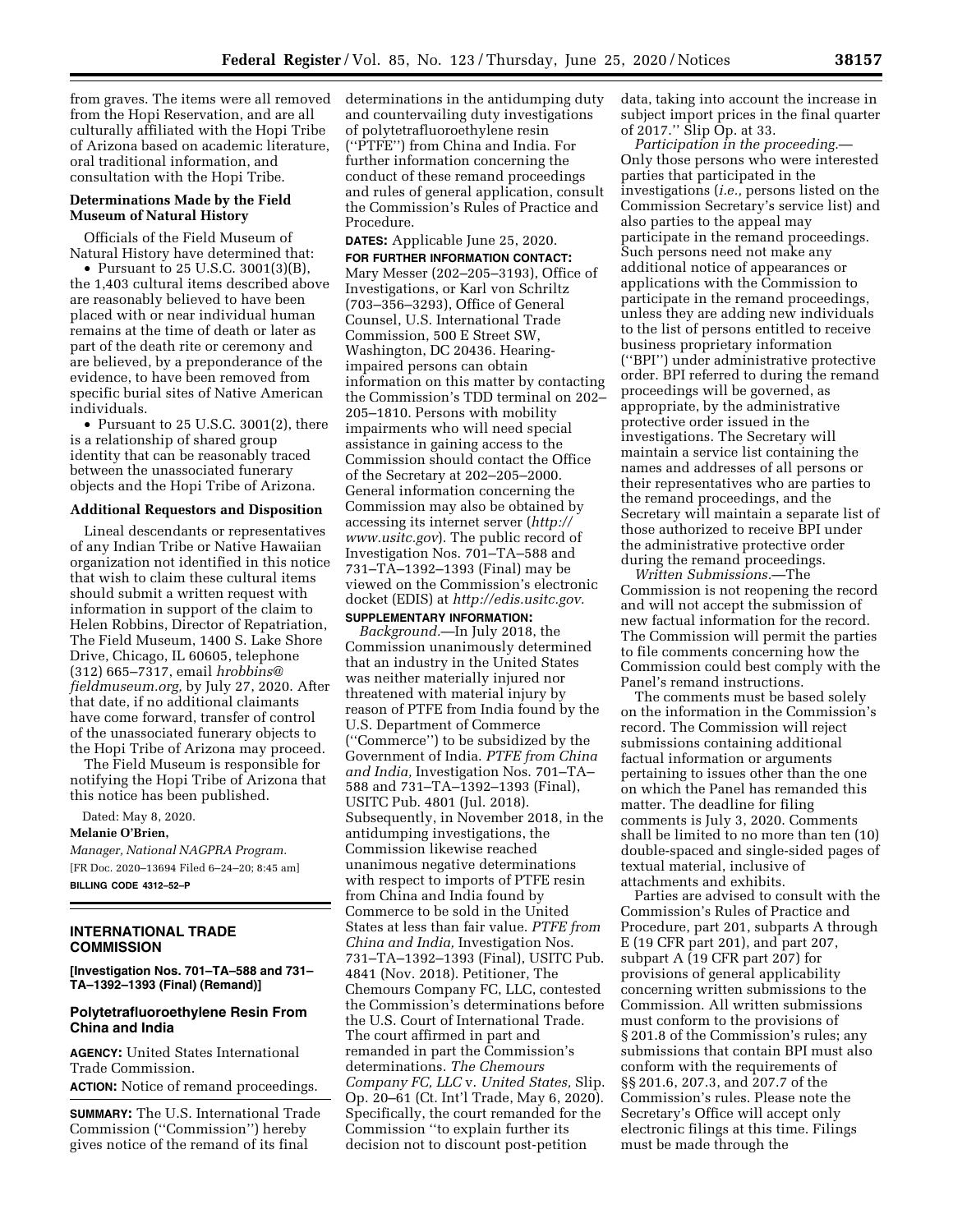from graves. The items were all removed from the Hopi Reservation, and are all culturally affiliated with the Hopi Tribe of Arizona based on academic literature, oral traditional information, and consultation with the Hopi Tribe.

### Determinations Made by the Field Museum of Natural History

Officials of the Field Museum of Natural History have determined that:

- Pursuant to 25 U.S.C. 3001(3)(B), the 1,403 cultural items described above are reasonably believed to have been placed with or near individual human remains at the time of death or later as part of the death rite or ceremony and are believed, by a preponderance of the evidence, to have been removed from specific burial sites of Native American individuals.
- Pursuant to 25 U.S.C. 3001(2), there is a relationship of shared group identity that can be reasonably traced between the unassociated funerary objects and the Hopi Tribe of Arizona.

### Additional Requestors and Disposition

Lineal descendants or representatives of any Indian Tribe or Native Hawaiian organization not identified in this notice that wish to claim these cultural items should submit a written request with information in support of the claim to Helen Robbins, Director of Repatriation, The Field Museum, 1400 S. Lake Shore Drive, Chicago, IL 60605, telephone (312) 665–7317, email *hrobbins@fieldmuseum.org,* by July 27, 2020. After that date, if no additional claimants have come forward, transfer of control of the unassociated funerary objects to the Hopi Tribe of Arizona may proceed.

The Field Museum is responsible for notifying the Hopi Tribe of Arizona that this notice has been published.

Dated: May 8, 2020.

**Melanie O'Brien,**

*Manager, National NAGPRA Program.*

[FR Doc. 2020–13694 Filed 6–24–20; 8:45 am]

**BILLING CODE 4312–52–P**

---

## INTERNATIONAL TRADE COMMISSION

**[Investigation Nos. 701–TA–588 and 731–TA–1392–1393 (Final) (Remand)]**

## Polytetrafluoroethylene Resin From China and India

**AGENCY:** United States International Trade Commission.

**ACTION:** Notice of remand proceedings.

**SUMMARY:** The U.S. International Trade Commission (''Commission'') hereby gives notice of the remand of its final determinations in the antidumping duty and countervailing duty investigations of polytetrafluoroethylene resin (''PTFE'') from China and India. For further information concerning the conduct of these remand proceedings and rules of general application, consult the Commission's Rules of Practice and Procedure.

**DATES:** Applicable June 25, 2020.

**FOR FURTHER INFORMATION CONTACT:** Mary Messer (202–205–3193), Office of Investigations, or Karl von Schriltz (703–356–3293), Office of General Counsel, U.S. International Trade Commission, 500 E Street SW, Washington, DC 20436. Hearing-impaired persons can obtain information on this matter by contacting the Commission's TDD terminal on 202–205–1810. Persons with mobility impairments who will need special assistance in gaining access to the Commission should contact the Office of the Secretary at 202–205–2000. General information concerning the Commission may also be obtained by accessing its internet server (*http://www.usitc.gov*). The public record of Investigation Nos. 701–TA–588 and 731–TA–1392–1393 (Final) may be viewed on the Commission's electronic docket (EDIS) at *http://edis.usitc.gov.*

**SUPPLEMENTARY INFORMATION:**

*Background.*—In July 2018, the Commission unanimously determined that an industry in the United States was neither materially injured nor threatened with material injury by reason of PTFE from India found by the U.S. Department of Commerce (''Commerce'') to be subsidized by the Government of India. *PTFE from China and India,* Investigation Nos. 701–TA–588 and 731–TA–1392–1393 (Final), USITC Pub. 4801 (Jul. 2018). Subsequently, in November 2018, in the antidumping investigations, the Commission likewise reached unanimous negative determinations with respect to imports of PTFE resin from China and India found by Commerce to be sold in the United States at less than fair value. *PTFE from China and India,* Investigation Nos. 731–TA–1392–1393 (Final), USITC Pub. 4841 (Nov. 2018). Petitioner, The Chemours Company FC, LLC, contested the Commission's determinations before the U.S. Court of International Trade. The court affirmed in part and remanded in part the Commission's determinations. *The Chemours Company FC, LLC* v. *United States,* Slip. Op. 20–61 (Ct. Int'l Trade, May 6, 2020). Specifically, the court remanded for the Commission ''to explain further its decision not to discount post-petition data, taking into account the increase in subject import prices in the final quarter of 2017.'' Slip Op. at 33.

*Participation in the proceeding.*—Only those persons who were interested parties that participated in the investigations (*i.e.,* persons listed on the Commission Secretary's service list) and also parties to the appeal may participate in the remand proceedings. Such persons need not make any additional notice of appearances or applications with the Commission to participate in the remand proceedings, unless they are adding new individuals to the list of persons entitled to receive business proprietary information (''BPI'') under administrative protective order. BPI referred to during the remand proceedings will be governed, as appropriate, by the administrative protective order issued in the investigations. The Secretary will maintain a service list containing the names and addresses of all persons or their representatives who are parties to the remand proceedings, and the Secretary will maintain a separate list of those authorized to receive BPI under the administrative protective order during the remand proceedings.

*Written Submissions.*—The Commission is not reopening the record and will not accept the submission of new factual information for the record. The Commission will permit the parties to file comments concerning how the Commission could best comply with the Panel's remand instructions.

The comments must be based solely on the information in the Commission's record. The Commission will reject submissions containing additional factual information or arguments pertaining to issues other than the one on which the Panel has remanded this matter. The deadline for filing comments is July 3, 2020. Comments shall be limited to no more than ten (10) double-spaced and single-sided pages of textual material, inclusive of attachments and exhibits.

Parties are advised to consult with the Commission's Rules of Practice and Procedure, part 201, subparts A through E (19 CFR part 201), and part 207, subpart A (19 CFR part 207) for provisions of general applicability concerning written submissions to the Commission. All written submissions must conform to the provisions of § 201.8 of the Commission's rules; any submissions that contain BPI must also conform with the requirements of §§ 201.6, 207.3, and 207.7 of the Commission's rules. Please note the Secretary's Office will accept only electronic filings at this time. Filings must be made through the